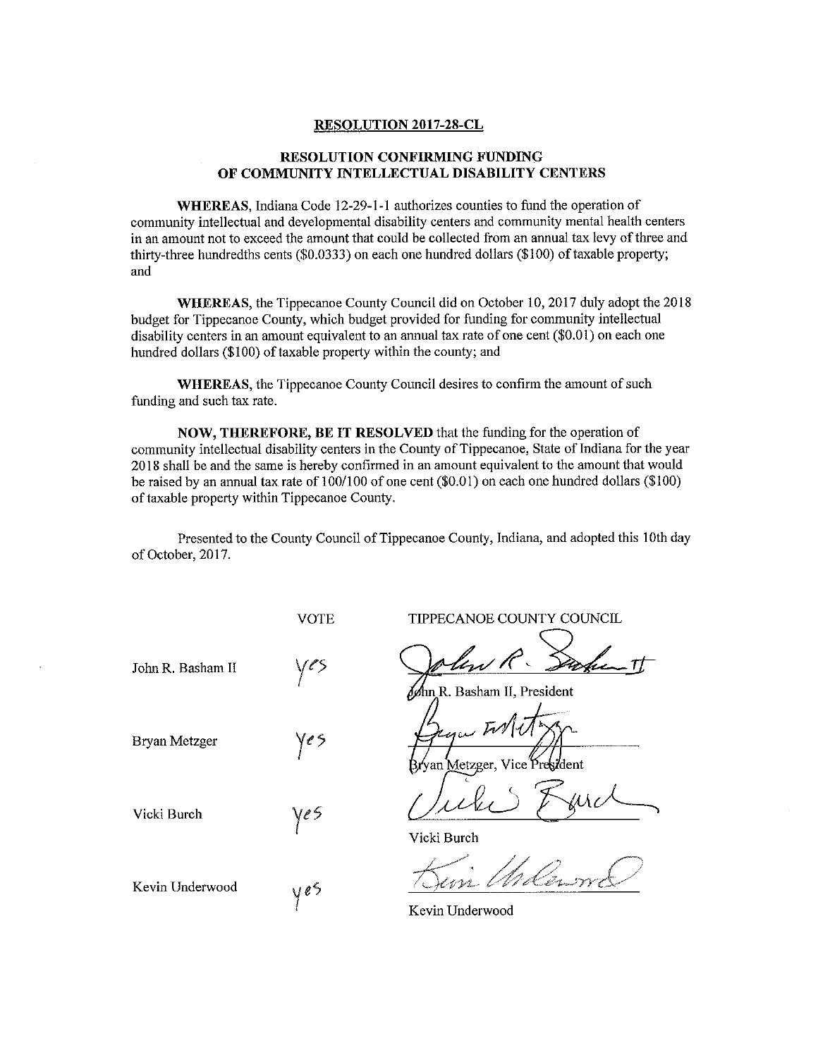# RESOLUTION 2017-28-CL

## RESOLUTION CONFIRMING FUNDING OF COMMUNITY INTELLECTUAL DISABILITY CENTERS

**WHEREAS**, Indiana Code 12-29-1-1 authorizes counties to fund the operation of community intellectual and developmental disability centers and community mental health centers in an amount not to exceed the amount that could be collected from an annual tax levy of three and thirty-three hundredths cents ($0.0333) on each one hundred dollars ($100) of taxable property; and

**WHEREAS**, the Tippecanoe County Council did on October 10, 2017 duly adopt the 2018 budget for Tippecanoe County, which budget provided for funding for community intellectual disability centers in an amount equivalent to an annual tax rate of one cent ($0.01) on each one hundred dollars ($100) of taxable property within the county; and

**WHEREAS**, the Tippecanoe County Council desires to confirm the amount of such funding and such tax rate.

**NOW, THEREFORE, BE IT RESOLVED** that the funding for the operation of community intellectual disability centers in the County of Tippecanoe, State of Indiana for the year 2018 shall be and the same is hereby confirmed in an amount equivalent to the amount that would be raised by an annual tax rate of 100/100 of one cent ($0.01) on each one hundred dollars ($100) of taxable property within Tippecanoe County.

Presented to the County Council of Tippecanoe County, Indiana, and adopted this 10th day of October, 2017.

| | VOTE | TIPPECANOE COUNTY COUNCIL |
|---|---|---|
| John R. Basham II | yes | John R. Basham II, President |
| Bryan Metzger | yes | Bryan Metzger, Vice President |
| Vicki Burch | yes | Vicki Burch |
| Kevin Underwood | yes | Kevin Underwood |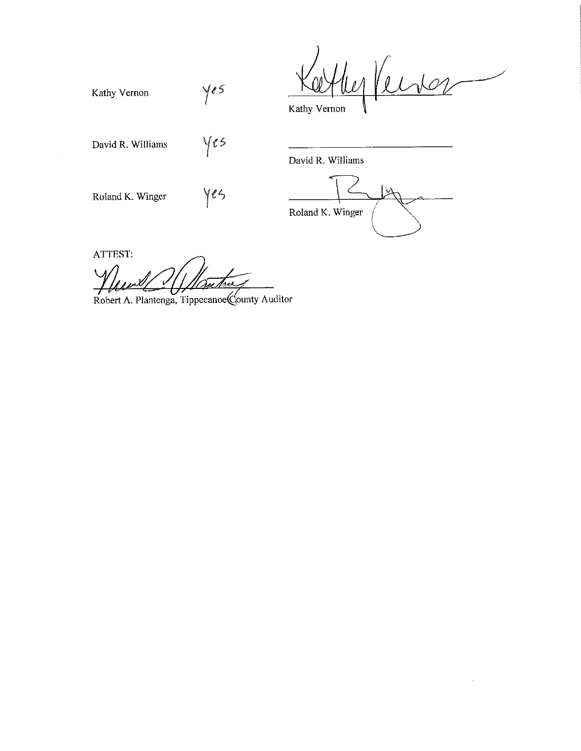| | | |
|---|---|---|
| Kathy Vernon | yes | Kathy Vernon |
| David R. Williams | yes | David R. Williams |
| Roland K. Winger | yes | Roland K. Winger |

ATTEST:

Robert A. Plantenga, Tippecanoe County Auditor